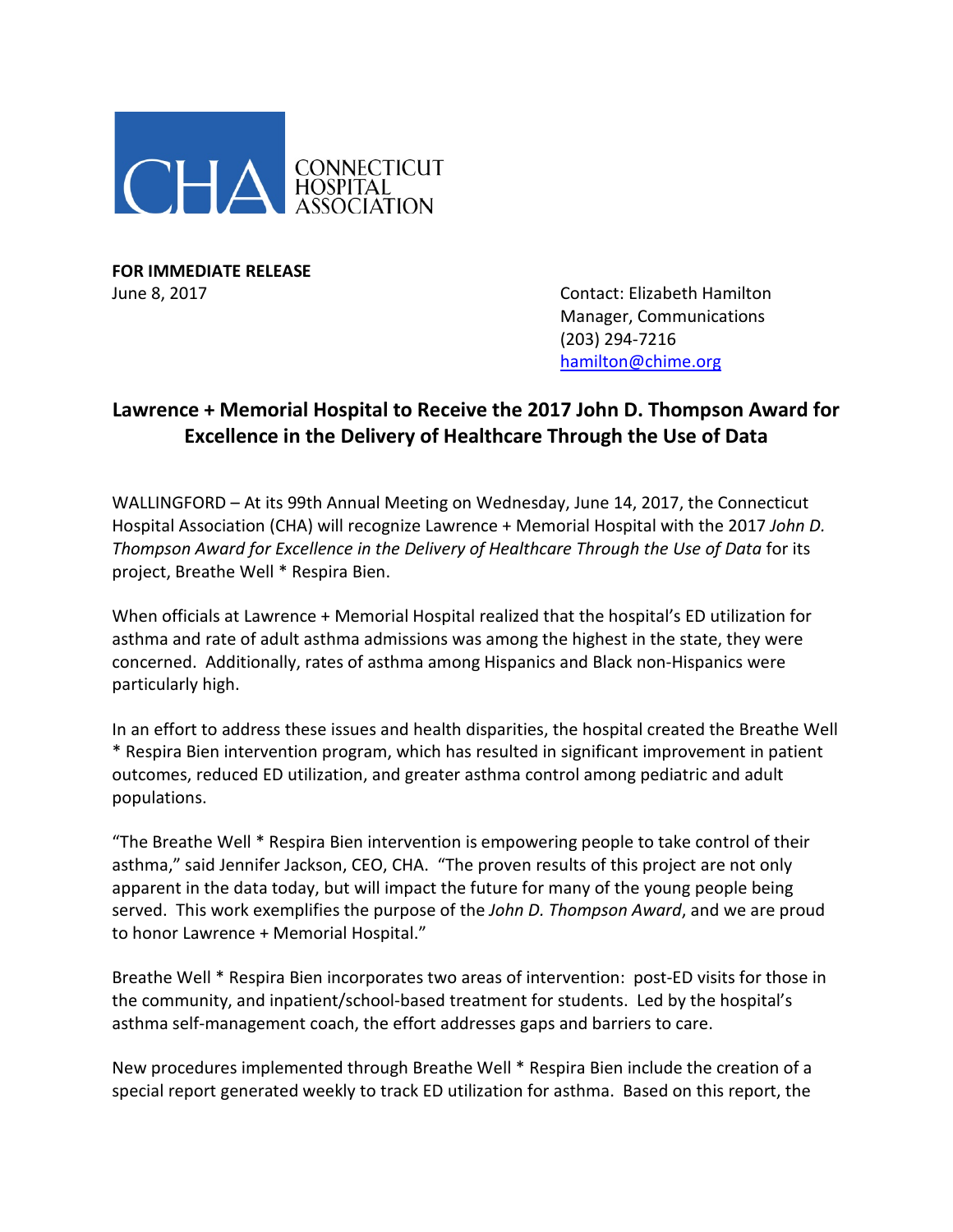CONNECTICUT HOSPITAL ASSOCIATION

**FOR IMMEDIATE RELEASE**
June 8, 2017

Contact: Elizabeth Hamilton
Manager, Communications
(203) 294-7216
hamilton@chime.org

## Lawrence + Memorial Hospital to Receive the 2017 John D. Thompson Award for Excellence in the Delivery of Healthcare Through the Use of Data

WALLINGFORD – At its 99th Annual Meeting on Wednesday, June 14, 2017, the Connecticut Hospital Association (CHA) will recognize Lawrence + Memorial Hospital with the 2017 *John D. Thompson Award for Excellence in the Delivery of Healthcare Through the Use of Data* for its project, Breathe Well * Respira Bien.

When officials at Lawrence + Memorial Hospital realized that the hospital's ED utilization for asthma and rate of adult asthma admissions was among the highest in the state, they were concerned. Additionally, rates of asthma among Hispanics and Black non-Hispanics were particularly high.

In an effort to address these issues and health disparities, the hospital created the Breathe Well * Respira Bien intervention program, which has resulted in significant improvement in patient outcomes, reduced ED utilization, and greater asthma control among pediatric and adult populations.

"The Breathe Well * Respira Bien intervention is empowering people to take control of their asthma," said Jennifer Jackson, CEO, CHA. "The proven results of this project are not only apparent in the data today, but will impact the future for many of the young people being served. This work exemplifies the purpose of the *John D. Thompson Award*, and we are proud to honor Lawrence + Memorial Hospital."

Breathe Well * Respira Bien incorporates two areas of intervention: post-ED visits for those in the community, and inpatient/school-based treatment for students. Led by the hospital's asthma self-management coach, the effort addresses gaps and barriers to care.

New procedures implemented through Breathe Well * Respira Bien include the creation of a special report generated weekly to track ED utilization for asthma. Based on this report, the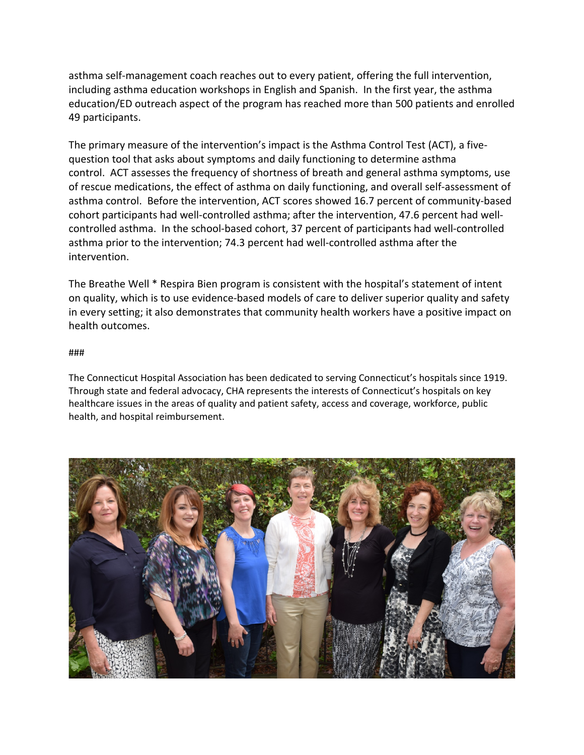asthma self-management coach reaches out to every patient, offering the full intervention, including asthma education workshops in English and Spanish. In the first year, the asthma education/ED outreach aspect of the program has reached more than 500 patients and enrolled 49 participants.

The primary measure of the intervention's impact is the Asthma Control Test (ACT), a five-question tool that asks about symptoms and daily functioning to determine asthma control. ACT assesses the frequency of shortness of breath and general asthma symptoms, use of rescue medications, the effect of asthma on daily functioning, and overall self-assessment of asthma control. Before the intervention, ACT scores showed 16.7 percent of community-based cohort participants had well-controlled asthma; after the intervention, 47.6 percent had well-controlled asthma. In the school-based cohort, 37 percent of participants had well-controlled asthma prior to the intervention; 74.3 percent had well-controlled asthma after the intervention.

The Breathe Well * Respira Bien program is consistent with the hospital's statement of intent on quality, which is to use evidence-based models of care to deliver superior quality and safety in every setting; it also demonstrates that community health workers have a positive impact on health outcomes.

###

The Connecticut Hospital Association has been dedicated to serving Connecticut's hospitals since 1919. Through state and federal advocacy, CHA represents the interests of Connecticut's hospitals on key healthcare issues in the areas of quality and patient safety, access and coverage, workforce, public health, and hospital reimbursement.